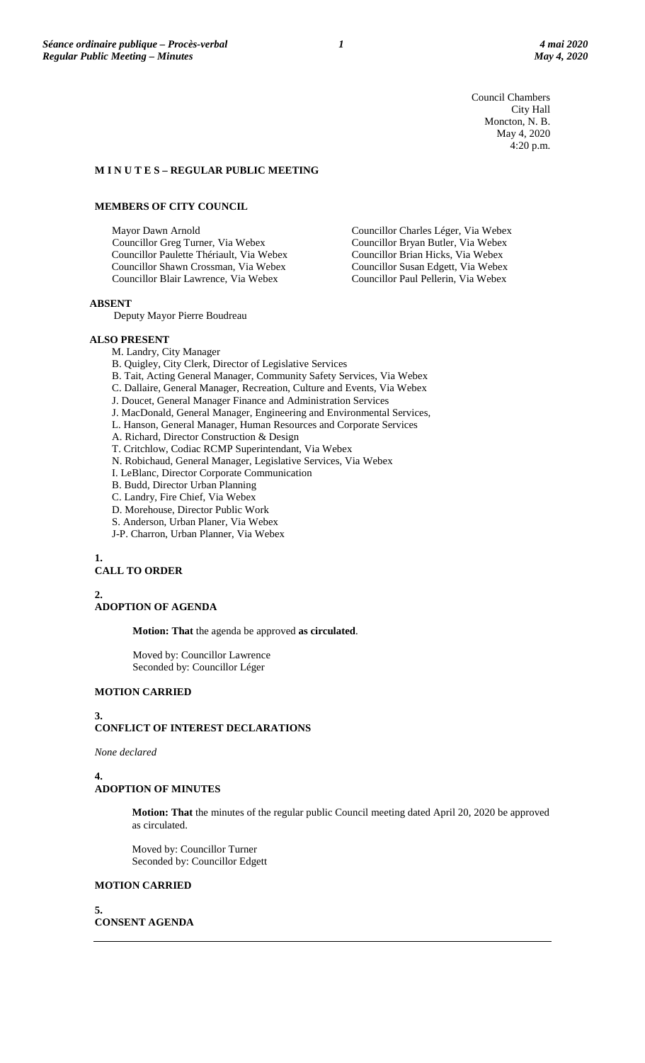Council Chambers
City Hall
Moncton, N. B.
May 4, 2020
4:20 p.m.

## M I N U T E S – REGULAR PUBLIC MEETING

### MEMBERS OF CITY COUNCIL

Mayor Dawn Arnold
Councillor Greg Turner, Via Webex
Councillor Paulette Thériault, Via Webex
Councillor Shawn Crossman, Via Webex
Councillor Blair Lawrence, Via Webex
Councillor Charles Léger, Via Webex
Councillor Bryan Butler, Via Webex
Councillor Brian Hicks, Via Webex
Councillor Susan Edgett, Via Webex
Councillor Paul Pellerin, Via Webex

### ABSENT

Deputy Mayor Pierre Boudreau

### ALSO PRESENT

M. Landry, City Manager
B. Quigley, City Clerk, Director of Legislative Services
B. Tait, Acting General Manager, Community Safety Services, Via Webex
C. Dallaire, General Manager, Recreation, Culture and Events, Via Webex
J. Doucet, General Manager Finance and Administration Services
J. MacDonald, General Manager, Engineering and Environmental Services,
L. Hanson, General Manager, Human Resources and Corporate Services
A. Richard, Director Construction & Design
T. Critchlow, Codiac RCMP Superintendant, Via Webex
N. Robichaud, General Manager, Legislative Services, Via Webex
I. LeBlanc, Director Corporate Communication
B. Budd, Director Urban Planning
C. Landry, Fire Chief, Via Webex
D. Morehouse, Director Public Work
S. Anderson, Urban Planer, Via Webex
J-P. Charron, Urban Planner, Via Webex

### 1. CALL TO ORDER

### 2. ADOPTION OF AGENDA

**Motion: That** the agenda be approved **as circulated**.

Moved by: Councillor Lawrence
Seconded by: Councillor Léger

**MOTION CARRIED**

### 3. CONFLICT OF INTEREST DECLARATIONS

*None declared*

### 4. ADOPTION OF MINUTES

**Motion: That** the minutes of the regular public Council meeting dated April 20, 2020 be approved as circulated.

Moved by: Councillor Turner
Seconded by: Councillor Edgett

**MOTION CARRIED**

### 5. CONSENT AGENDA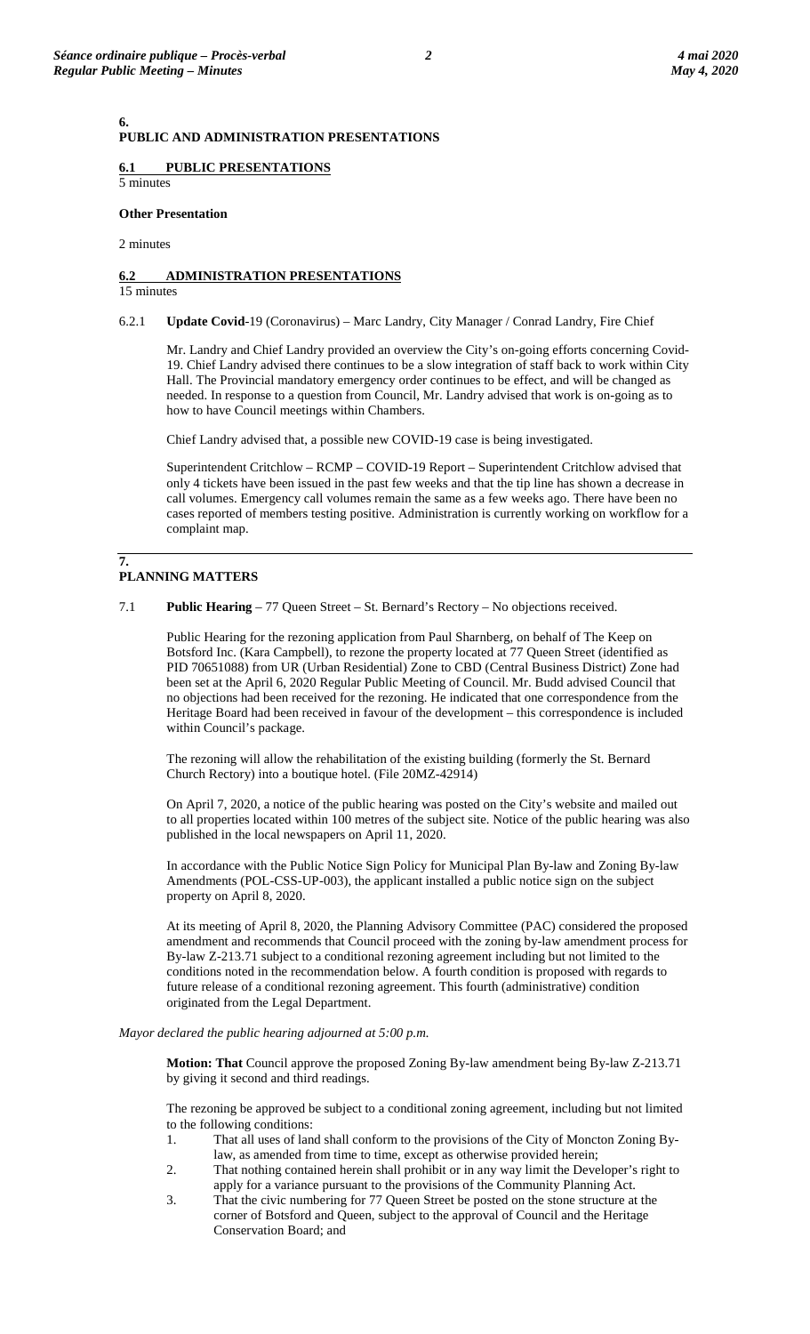## 6. PUBLIC AND ADMINISTRATION PRESENTATIONS

### 6.1 PUBLIC PRESENTATIONS

5 minutes

**Other Presentation**

2 minutes

### 6.2 ADMINISTRATION PRESENTATIONS

15 minutes

6.2.1 **Update Covid**-19 (Coronavirus) – Marc Landry, City Manager / Conrad Landry, Fire Chief

Mr. Landry and Chief Landry provided an overview the City's on-going efforts concerning Covid-19. Chief Landry advised there continues to be a slow integration of staff back to work within City Hall. The Provincial mandatory emergency order continues to be effect, and will be changed as needed. In response to a question from Council, Mr. Landry advised that work is on-going as to how to have Council meetings within Chambers.

Chief Landry advised that, a possible new COVID-19 case is being investigated.

Superintendent Critchlow – RCMP – COVID-19 Report – Superintendent Critchlow advised that only 4 tickets have been issued in the past few weeks and that the tip line has shown a decrease in call volumes. Emergency call volumes remain the same as a few weeks ago. There have been no cases reported of members testing positive. Administration is currently working on workflow for a complaint map.

## 7. PLANNING MATTERS

7.1 **Public Hearing** – 77 Queen Street – St. Bernard's Rectory – No objections received.

Public Hearing for the rezoning application from Paul Sharnberg, on behalf of The Keep on Botsford Inc. (Kara Campbell), to rezone the property located at 77 Queen Street (identified as PID 70651088) from UR (Urban Residential) Zone to CBD (Central Business District) Zone had been set at the April 6, 2020 Regular Public Meeting of Council. Mr. Budd advised Council that no objections had been received for the rezoning. He indicated that one correspondence from the Heritage Board had been received in favour of the development – this correspondence is included within Council's package.

The rezoning will allow the rehabilitation of the existing building (formerly the St. Bernard Church Rectory) into a boutique hotel. (File 20MZ-42914)

On April 7, 2020, a notice of the public hearing was posted on the City's website and mailed out to all properties located within 100 metres of the subject site. Notice of the public hearing was also published in the local newspapers on April 11, 2020.

In accordance with the Public Notice Sign Policy for Municipal Plan By-law and Zoning By-law Amendments (POL-CSS-UP-003), the applicant installed a public notice sign on the subject property on April 8, 2020.

At its meeting of April 8, 2020, the Planning Advisory Committee (PAC) considered the proposed amendment and recommends that Council proceed with the zoning by-law amendment process for By-law Z-213.71 subject to a conditional rezoning agreement including but not limited to the conditions noted in the recommendation below. A fourth condition is proposed with regards to future release of a conditional rezoning agreement. This fourth (administrative) condition originated from the Legal Department.

*Mayor declared the public hearing adjourned at 5:00 p.m.*

**Motion: That** Council approve the proposed Zoning By-law amendment being By-law Z-213.71 by giving it second and third readings.

The rezoning be approved be subject to a conditional zoning agreement, including but not limited to the following conditions:

1. That all uses of land shall conform to the provisions of the City of Moncton Zoning By-law, as amended from time to time, except as otherwise provided herein;
2. That nothing contained herein shall prohibit or in any way limit the Developer's right to apply for a variance pursuant to the provisions of the Community Planning Act.
3. That the civic numbering for 77 Queen Street be posted on the stone structure at the corner of Botsford and Queen, subject to the approval of Council and the Heritage Conservation Board; and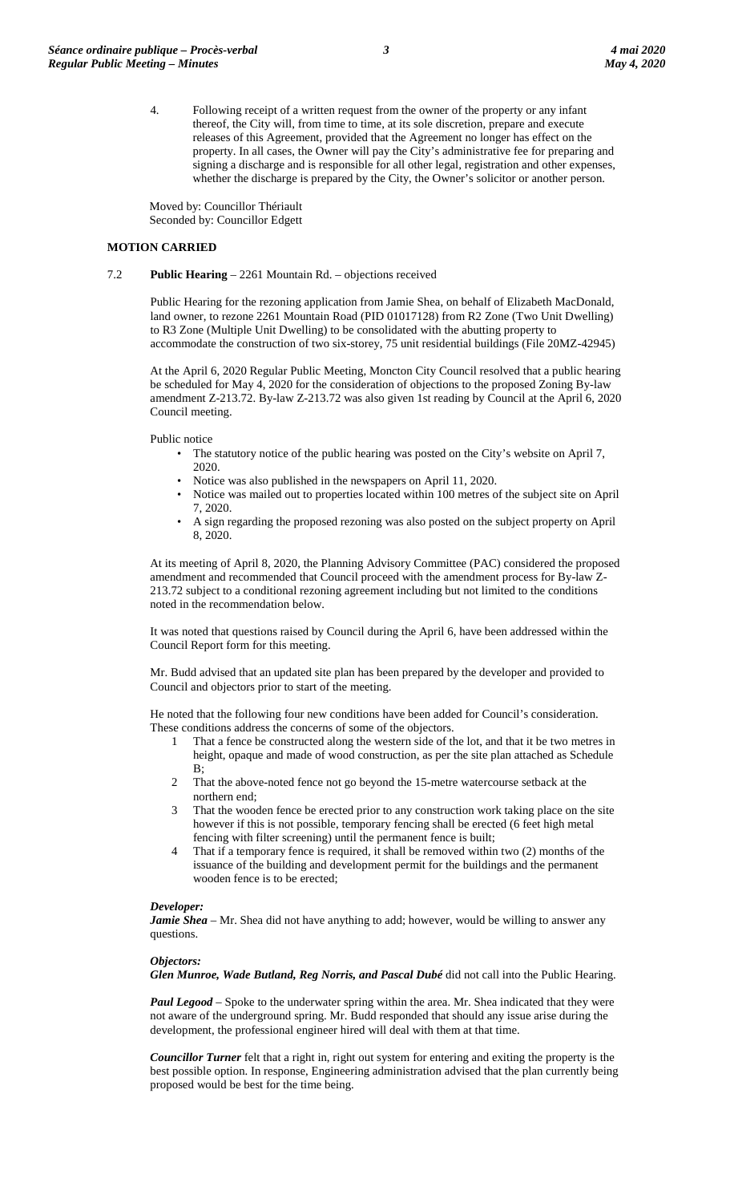4. Following receipt of a written request from the owner of the property or any infant thereof, the City will, from time to time, at its sole discretion, prepare and execute releases of this Agreement, provided that the Agreement no longer has effect on the property. In all cases, the Owner will pay the City's administrative fee for preparing and signing a discharge and is responsible for all other legal, registration and other expenses, whether the discharge is prepared by the City, the Owner's solicitor or another person.

Moved by: Councillor Thériault
Seconded by: Councillor Edgett

**MOTION CARRIED**

7.2 **Public Hearing** – 2261 Mountain Rd. – objections received

Public Hearing for the rezoning application from Jamie Shea, on behalf of Elizabeth MacDonald, land owner, to rezone 2261 Mountain Road (PID 01017128) from R2 Zone (Two Unit Dwelling) to R3 Zone (Multiple Unit Dwelling) to be consolidated with the abutting property to accommodate the construction of two six-storey, 75 unit residential buildings (File 20MZ-42945)

At the April 6, 2020 Regular Public Meeting, Moncton City Council resolved that a public hearing be scheduled for May 4, 2020 for the consideration of objections to the proposed Zoning By-law amendment Z-213.72. By-law Z-213.72 was also given 1st reading by Council at the April 6, 2020 Council meeting.

Public notice

- The statutory notice of the public hearing was posted on the City's website on April 7, 2020.
- Notice was also published in the newspapers on April 11, 2020.
- Notice was mailed out to properties located within 100 metres of the subject site on April 7, 2020.
- A sign regarding the proposed rezoning was also posted on the subject property on April 8, 2020.

At its meeting of April 8, 2020, the Planning Advisory Committee (PAC) considered the proposed amendment and recommended that Council proceed with the amendment process for By-law Z-213.72 subject to a conditional rezoning agreement including but not limited to the conditions noted in the recommendation below.

It was noted that questions raised by Council during the April 6, have been addressed within the Council Report form for this meeting.

Mr. Budd advised that an updated site plan has been prepared by the developer and provided to Council and objectors prior to start of the meeting.

He noted that the following four new conditions have been added for Council's consideration. These conditions address the concerns of some of the objectors.

1. That a fence be constructed along the western side of the lot, and that it be two metres in height, opaque and made of wood construction, as per the site plan attached as Schedule B;
2. That the above-noted fence not go beyond the 15-metre watercourse setback at the northern end;
3. That the wooden fence be erected prior to any construction work taking place on the site however if this is not possible, temporary fencing shall be erected (6 feet high metal fencing with filter screening) until the permanent fence is built;
4. That if a temporary fence is required, it shall be removed within two (2) months of the issuance of the building and development permit for the buildings and the permanent wooden fence is to be erected;

***Developer:***
***Jamie Shea*** – Mr. Shea did not have anything to add; however, would be willing to answer any questions.

***Objectors:***
***Glen Munroe, Wade Butland, Reg Norris, and Pascal Dubé*** did not call into the Public Hearing.

***Paul Legood*** – Spoke to the underwater spring within the area. Mr. Shea indicated that they were not aware of the underground spring. Mr. Budd responded that should any issue arise during the development, the professional engineer hired will deal with them at that time.

***Councillor Turner*** felt that a right in, right out system for entering and exiting the property is the best possible option. In response, Engineering administration advised that the plan currently being proposed would be best for the time being.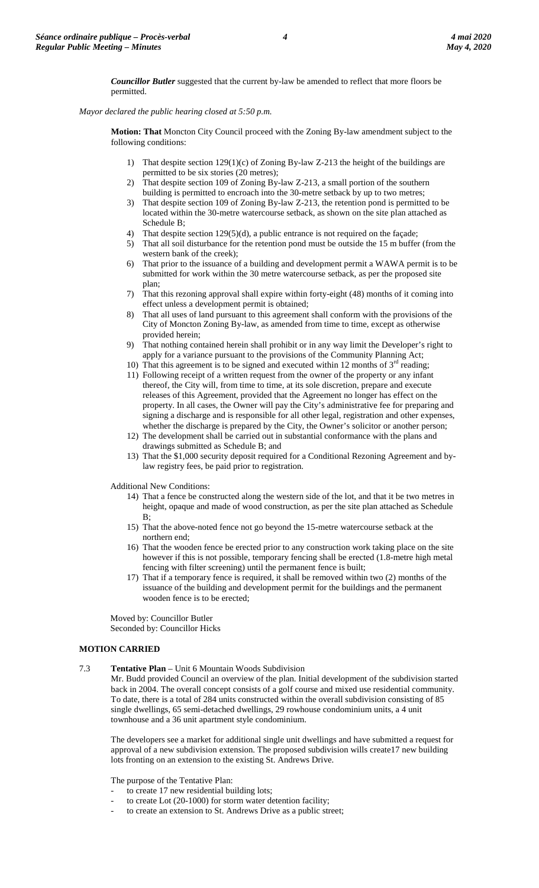***Councillor Butler*** suggested that the current by-law be amended to reflect that more floors be permitted.

*Mayor declared the public hearing closed at 5:50 p.m.*

**Motion: That** Moncton City Council proceed with the Zoning By-law amendment subject to the following conditions:

1) That despite section 129(1)(c) of Zoning By-law Z-213 the height of the buildings are permitted to be six stories (20 metres);
2) That despite section 109 of Zoning By-law Z-213, a small portion of the southern building is permitted to encroach into the 30-metre setback by up to two metres;
3) That despite section 109 of Zoning By-law Z-213, the retention pond is permitted to be located within the 30-metre watercourse setback, as shown on the site plan attached as Schedule B;
4) That despite section 129(5)(d), a public entrance is not required on the façade;
5) That all soil disturbance for the retention pond must be outside the 15 m buffer (from the western bank of the creek);
6) That prior to the issuance of a building and development permit a WAWA permit is to be submitted for work within the 30 metre watercourse setback, as per the proposed site plan;
7) That this rezoning approval shall expire within forty-eight (48) months of it coming into effect unless a development permit is obtained;
8) That all uses of land pursuant to this agreement shall conform with the provisions of the City of Moncton Zoning By-law, as amended from time to time, except as otherwise provided herein;
9) That nothing contained herein shall prohibit or in any way limit the Developer's right to apply for a variance pursuant to the provisions of the Community Planning Act;
10) That this agreement is to be signed and executed within 12 months of 3rd reading;
11) Following receipt of a written request from the owner of the property or any infant thereof, the City will, from time to time, at its sole discretion, prepare and execute releases of this Agreement, provided that the Agreement no longer has effect on the property. In all cases, the Owner will pay the City's administrative fee for preparing and signing a discharge and is responsible for all other legal, registration and other expenses, whether the discharge is prepared by the City, the Owner's solicitor or another person;
12) The development shall be carried out in substantial conformance with the plans and drawings submitted as Schedule B; and
13) That the $1,000 security deposit required for a Conditional Rezoning Agreement and by-law registry fees, be paid prior to registration.

Additional New Conditions:

14) That a fence be constructed along the western side of the lot, and that it be two metres in height, opaque and made of wood construction, as per the site plan attached as Schedule B;
15) That the above-noted fence not go beyond the 15-metre watercourse setback at the northern end;
16) That the wooden fence be erected prior to any construction work taking place on the site however if this is not possible, temporary fencing shall be erected (1.8-metre high metal fencing with filter screening) until the permanent fence is built;
17) That if a temporary fence is required, it shall be removed within two (2) months of the issuance of the building and development permit for the buildings and the permanent wooden fence is to be erected;

Moved by: Councillor Butler
Seconded by: Councillor Hicks

**MOTION CARRIED**

7.3 **Tentative Plan** – Unit 6 Mountain Woods Subdivision

Mr. Budd provided Council an overview of the plan. Initial development of the subdivision started back in 2004. The overall concept consists of a golf course and mixed use residential community. To date, there is a total of 284 units constructed within the overall subdivision consisting of 85 single dwellings, 65 semi-detached dwellings, 29 rowhouse condominium units, a 4 unit townhouse and a 36 unit apartment style condominium.

The developers see a market for additional single unit dwellings and have submitted a request for approval of a new subdivision extension. The proposed subdivision wills create17 new building lots fronting on an extension to the existing St. Andrews Drive.

The purpose of the Tentative Plan:

- to create 17 new residential building lots;
- to create Lot (20-1000) for storm water detention facility;
- to create an extension to St. Andrews Drive as a public street;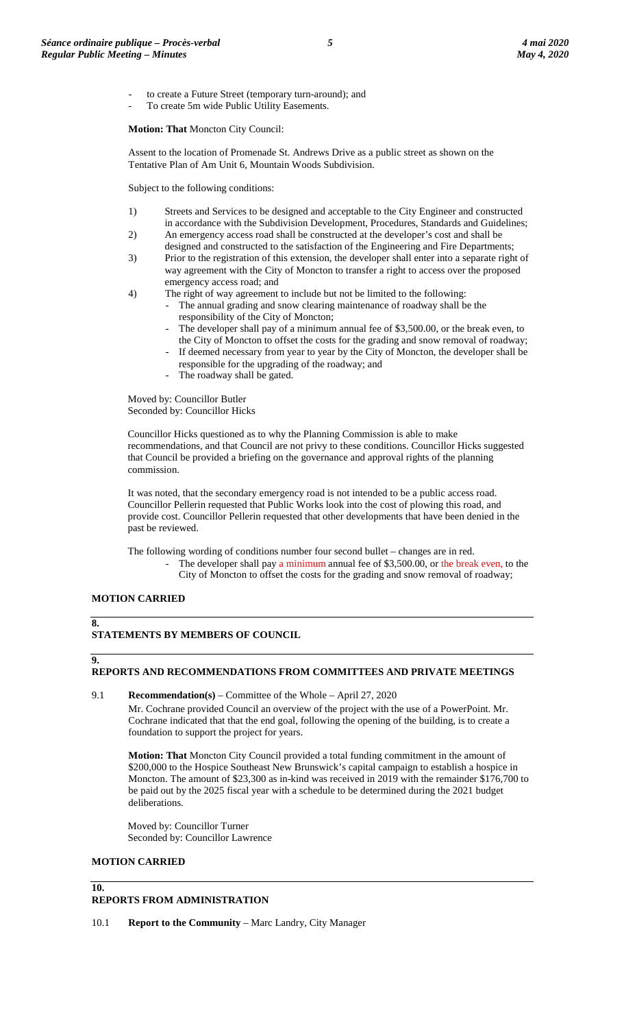- to create a Future Street (temporary turn-around); and
- To create 5m wide Public Utility Easements.

**Motion: That** Moncton City Council:

Assent to the location of Promenade St. Andrews Drive as a public street as shown on the Tentative Plan of Am Unit 6, Mountain Woods Subdivision.

Subject to the following conditions:

1) Streets and Services to be designed and acceptable to the City Engineer and constructed in accordance with the Subdivision Development, Procedures, Standards and Guidelines;
2) An emergency access road shall be constructed at the developer's cost and shall be designed and constructed to the satisfaction of the Engineering and Fire Departments;
3) Prior to the registration of this extension, the developer shall enter into a separate right of way agreement with the City of Moncton to transfer a right to access over the proposed emergency access road; and
4) The right of way agreement to include but not be limited to the following:
   - The annual grading and snow clearing maintenance of roadway shall be the responsibility of the City of Moncton;
   - The developer shall pay of a minimum annual fee of $3,500.00, or the break even, to the City of Moncton to offset the costs for the grading and snow removal of roadway;
   - If deemed necessary from year to year by the City of Moncton, the developer shall be responsible for the upgrading of the roadway; and
   - The roadway shall be gated.

Moved by: Councillor Butler
Seconded by: Councillor Hicks

Councillor Hicks questioned as to why the Planning Commission is able to make recommendations, and that Council are not privy to these conditions. Councillor Hicks suggested that Council be provided a briefing on the governance and approval rights of the planning commission.

It was noted, that the secondary emergency road is not intended to be a public access road. Councillor Pellerin requested that Public Works look into the cost of plowing this road, and provide cost. Councillor Pellerin requested that other developments that have been denied in the past be reviewed.

The following wording of conditions number four second bullet – changes are in red.

- The developer shall pay a minimum annual fee of $3,500.00, or the break even, to the City of Moncton to offset the costs for the grading and snow removal of roadway;

**MOTION CARRIED**

## 8. STATEMENTS BY MEMBERS OF COUNCIL

## 9. REPORTS AND RECOMMENDATIONS FROM COMMITTEES AND PRIVATE MEETINGS

9.1 **Recommendation(s)** – Committee of the Whole – April 27, 2020

Mr. Cochrane provided Council an overview of the project with the use of a PowerPoint. Mr. Cochrane indicated that that the end goal, following the opening of the building, is to create a foundation to support the project for years.

**Motion: That** Moncton City Council provided a total funding commitment in the amount of $200,000 to the Hospice Southeast New Brunswick's capital campaign to establish a hospice in Moncton. The amount of $23,300 as in-kind was received in 2019 with the remainder $176,700 to be paid out by the 2025 fiscal year with a schedule to be determined during the 2021 budget deliberations.

Moved by: Councillor Turner
Seconded by: Councillor Lawrence

**MOTION CARRIED**

## 10. REPORTS FROM ADMINISTRATION

10.1 **Report to the Community** – Marc Landry, City Manager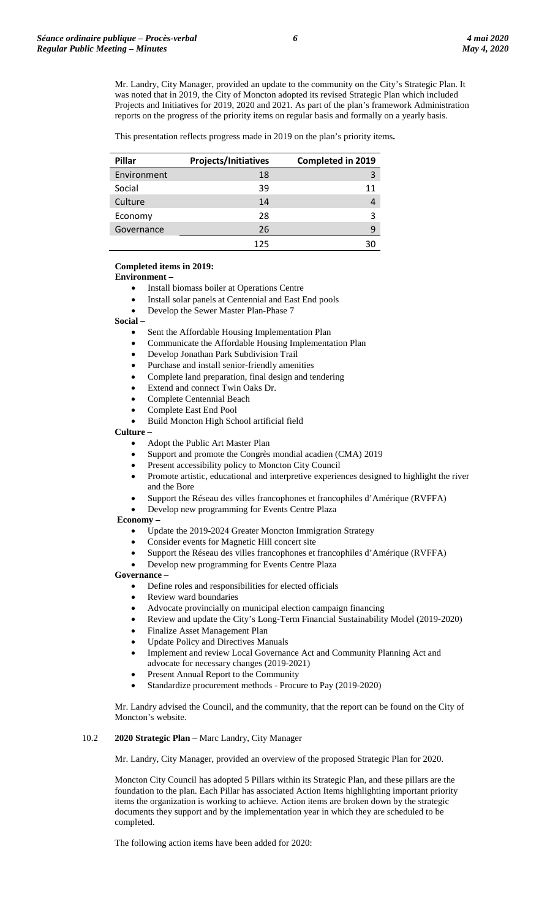Mr. Landry, City Manager, provided an update to the community on the City's Strategic Plan. It was noted that in 2019, the City of Moncton adopted its revised Strategic Plan which included Projects and Initiatives for 2019, 2020 and 2021. As part of the plan's framework Administration reports on the progress of the priority items on regular basis and formally on a yearly basis.

This presentation reflects progress made in 2019 on the plan's priority items**.**

| Pillar | Projects/Initiatives | Completed in 2019 |
|---|---|---|
| Environment | 18 | 3 |
| Social | 39 | 11 |
| Culture | 14 | 4 |
| Economy | 28 | 3 |
| Governance | 26 | 9 |
| | 125 | 30 |

**Completed items in 2019:**

**Environment –**

- Install biomass boiler at Operations Centre
- Install solar panels at Centennial and East End pools
- Develop the Sewer Master Plan-Phase 7

**Social –**

- Sent the Affordable Housing Implementation Plan
- Communicate the Affordable Housing Implementation Plan
- Develop Jonathan Park Subdivision Trail
- Purchase and install senior-friendly amenities
- Complete land preparation, final design and tendering
- Extend and connect Twin Oaks Dr.
- Complete Centennial Beach
- Complete East End Pool
- Build Moncton High School artificial field

**Culture –**

- Adopt the Public Art Master Plan
- Support and promote the Congrès mondial acadien (CMA) 2019
- Present accessibility policy to Moncton City Council
- Promote artistic, educational and interpretive experiences designed to highlight the river and the Bore
- Support the Réseau des villes francophones et francophiles d'Amérique (RVFFA)
- Develop new programming for Events Centre Plaza

**Economy –**

- Update the 2019-2024 Greater Moncton Immigration Strategy
- Consider events for Magnetic Hill concert site
- Support the Réseau des villes francophones et francophiles d'Amérique (RVFFA)
- Develop new programming for Events Centre Plaza

**Governance** –

- Define roles and responsibilities for elected officials
- Review ward boundaries
- Advocate provincially on municipal election campaign financing
- Review and update the City's Long-Term Financial Sustainability Model (2019-2020)
- Finalize Asset Management Plan
- Update Policy and Directives Manuals
- Implement and review Local Governance Act and Community Planning Act and advocate for necessary changes (2019-2021)
- Present Annual Report to the Community
- Standardize procurement methods - Procure to Pay (2019-2020)

Mr. Landry advised the Council, and the community, that the report can be found on the City of Moncton's website.

10.2 **2020 Strategic Plan** – Marc Landry, City Manager

Mr. Landry, City Manager, provided an overview of the proposed Strategic Plan for 2020.

Moncton City Council has adopted 5 Pillars within its Strategic Plan, and these pillars are the foundation to the plan. Each Pillar has associated Action Items highlighting important priority items the organization is working to achieve. Action items are broken down by the strategic documents they support and by the implementation year in which they are scheduled to be completed.

The following action items have been added for 2020: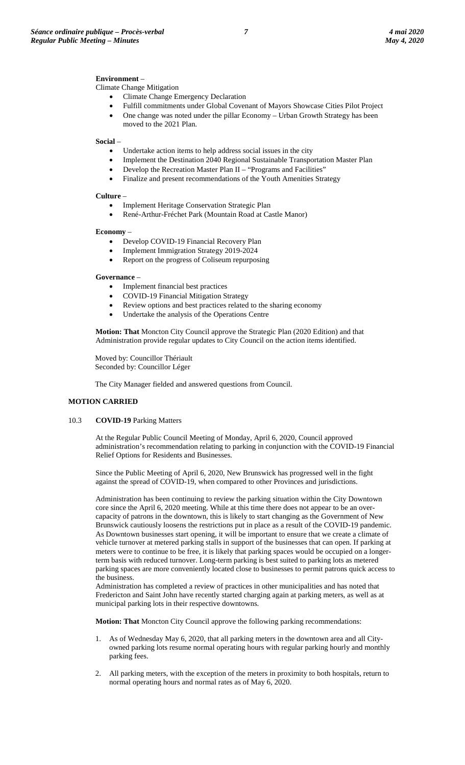**Environment** –

Climate Change Mitigation

- Climate Change Emergency Declaration
- Fulfill commitments under Global Covenant of Mayors Showcase Cities Pilot Project
- One change was noted under the pillar Economy – Urban Growth Strategy has been moved to the 2021 Plan.

**Social** –

- Undertake action items to help address social issues in the city
- Implement the Destination 2040 Regional Sustainable Transportation Master Plan
- Develop the Recreation Master Plan II – "Programs and Facilities"
- Finalize and present recommendations of the Youth Amenities Strategy

**Culture** –

- Implement Heritage Conservation Strategic Plan
- René-Arthur-Fréchet Park (Mountain Road at Castle Manor)

**Economy** –

- Develop COVID-19 Financial Recovery Plan
- Implement Immigration Strategy 2019-2024
- Report on the progress of Coliseum repurposing

**Governance** –

- Implement financial best practices
- COVID-19 Financial Mitigation Strategy
- Review options and best practices related to the sharing economy
- Undertake the analysis of the Operations Centre

**Motion: That** Moncton City Council approve the Strategic Plan (2020 Edition) and that Administration provide regular updates to City Council on the action items identified.

Moved by: Councillor Thériault
Seconded by: Councillor Léger

The City Manager fielded and answered questions from Council.

**MOTION CARRIED**

10.3 **COVID-19** Parking Matters

At the Regular Public Council Meeting of Monday, April 6, 2020, Council approved administration's recommendation relating to parking in conjunction with the COVID-19 Financial Relief Options for Residents and Businesses.

Since the Public Meeting of April 6, 2020, New Brunswick has progressed well in the fight against the spread of COVID-19, when compared to other Provinces and jurisdictions.

Administration has been continuing to review the parking situation within the City Downtown core since the April 6, 2020 meeting. While at this time there does not appear to be an over-capacity of patrons in the downtown, this is likely to start changing as the Government of New Brunswick cautiously loosens the restrictions put in place as a result of the COVID-19 pandemic. As Downtown businesses start opening, it will be important to ensure that we create a climate of vehicle turnover at metered parking stalls in support of the businesses that can open. If parking at meters were to continue to be free, it is likely that parking spaces would be occupied on a longer-term basis with reduced turnover. Long-term parking is best suited to parking lots as metered parking spaces are more conveniently located close to businesses to permit patrons quick access to the business.

Administration has completed a review of practices in other municipalities and has noted that Fredericton and Saint John have recently started charging again at parking meters, as well as at municipal parking lots in their respective downtowns.

**Motion: That** Moncton City Council approve the following parking recommendations:

1. As of Wednesday May 6, 2020, that all parking meters in the downtown area and all City-owned parking lots resume normal operating hours with regular parking hourly and monthly parking fees.
2. All parking meters, with the exception of the meters in proximity to both hospitals, return to normal operating hours and normal rates as of May 6, 2020.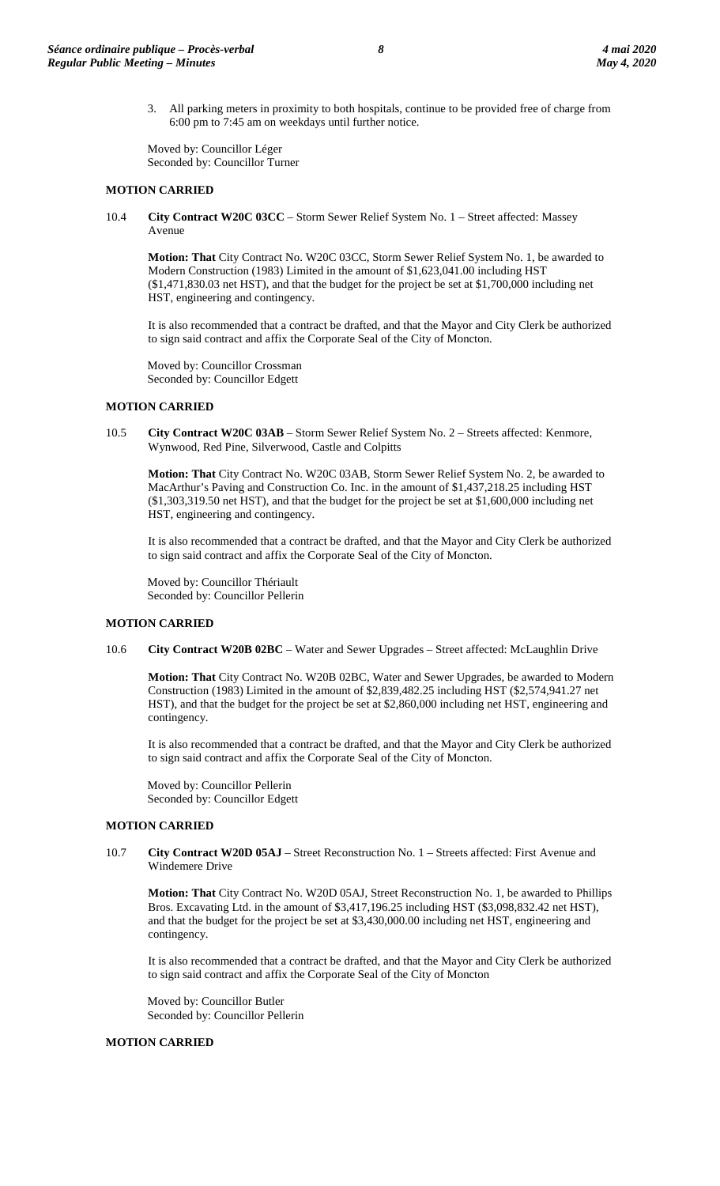3. All parking meters in proximity to both hospitals, continue to be provided free of charge from 6:00 pm to 7:45 am on weekdays until further notice.

Moved by: Councillor Léger
Seconded by: Councillor Turner

**MOTION CARRIED**

10.4 **City Contract W20C 03CC** – Storm Sewer Relief System No. 1 – Street affected: Massey Avenue

**Motion: That** City Contract No. W20C 03CC, Storm Sewer Relief System No. 1, be awarded to Modern Construction (1983) Limited in the amount of $1,623,041.00 including HST ($1,471,830.03 net HST), and that the budget for the project be set at $1,700,000 including net HST, engineering and contingency.

It is also recommended that a contract be drafted, and that the Mayor and City Clerk be authorized to sign said contract and affix the Corporate Seal of the City of Moncton.

Moved by: Councillor Crossman
Seconded by: Councillor Edgett

**MOTION CARRIED**

10.5 **City Contract W20C 03AB** – Storm Sewer Relief System No. 2 – Streets affected: Kenmore, Wynwood, Red Pine, Silverwood, Castle and Colpitts

**Motion: That** City Contract No. W20C 03AB, Storm Sewer Relief System No. 2, be awarded to MacArthur's Paving and Construction Co. Inc. in the amount of $1,437,218.25 including HST ($1,303,319.50 net HST), and that the budget for the project be set at $1,600,000 including net HST, engineering and contingency.

It is also recommended that a contract be drafted, and that the Mayor and City Clerk be authorized to sign said contract and affix the Corporate Seal of the City of Moncton.

Moved by: Councillor Thériault
Seconded by: Councillor Pellerin

**MOTION CARRIED**

10.6 **City Contract W20B 02BC** – Water and Sewer Upgrades – Street affected: McLaughlin Drive

**Motion: That** City Contract No. W20B 02BC, Water and Sewer Upgrades, be awarded to Modern Construction (1983) Limited in the amount of $2,839,482.25 including HST ($2,574,941.27 net HST), and that the budget for the project be set at $2,860,000 including net HST, engineering and contingency.

It is also recommended that a contract be drafted, and that the Mayor and City Clerk be authorized to sign said contract and affix the Corporate Seal of the City of Moncton.

Moved by: Councillor Pellerin
Seconded by: Councillor Edgett

**MOTION CARRIED**

10.7 **City Contract W20D 05AJ** – Street Reconstruction No. 1 – Streets affected: First Avenue and Windemere Drive

**Motion: That** City Contract No. W20D 05AJ, Street Reconstruction No. 1, be awarded to Phillips Bros. Excavating Ltd. in the amount of $3,417,196.25 including HST ($3,098,832.42 net HST), and that the budget for the project be set at $3,430,000.00 including net HST, engineering and contingency.

It is also recommended that a contract be drafted, and that the Mayor and City Clerk be authorized to sign said contract and affix the Corporate Seal of the City of Moncton

Moved by: Councillor Butler
Seconded by: Councillor Pellerin

**MOTION CARRIED**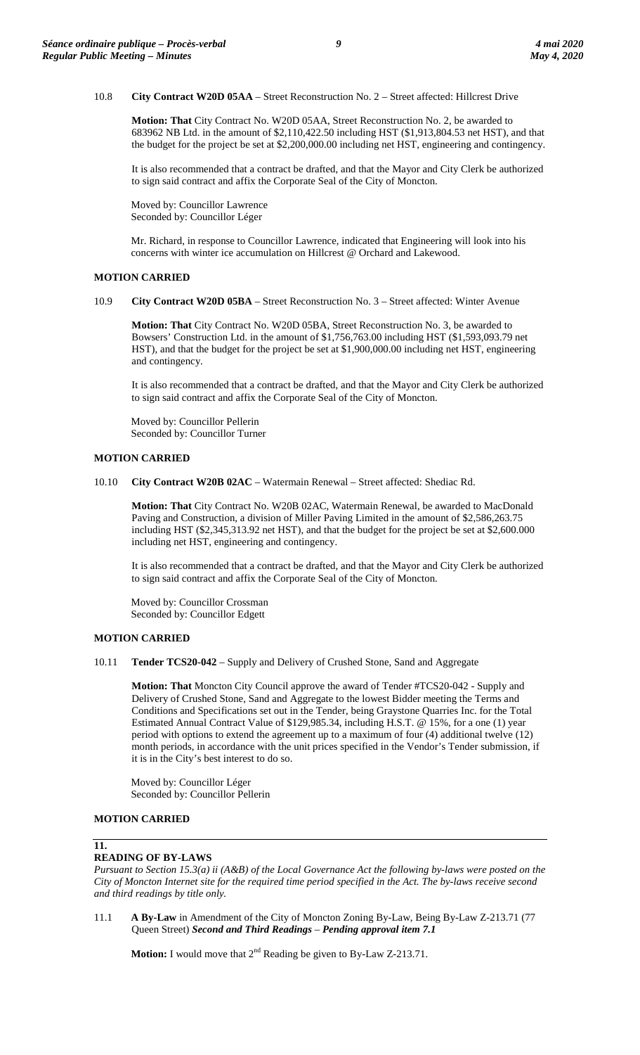10.8 **City Contract W20D 05AA** – Street Reconstruction No. 2 – Street affected: Hillcrest Drive

**Motion: That** City Contract No. W20D 05AA, Street Reconstruction No. 2, be awarded to 683962 NB Ltd. in the amount of $2,110,422.50 including HST ($1,913,804.53 net HST), and that the budget for the project be set at $2,200,000.00 including net HST, engineering and contingency.

It is also recommended that a contract be drafted, and that the Mayor and City Clerk be authorized to sign said contract and affix the Corporate Seal of the City of Moncton.

Moved by: Councillor Lawrence
Seconded by: Councillor Léger

Mr. Richard, in response to Councillor Lawrence, indicated that Engineering will look into his concerns with winter ice accumulation on Hillcrest @ Orchard and Lakewood.

**MOTION CARRIED**

10.9 **City Contract W20D 05BA** – Street Reconstruction No. 3 – Street affected: Winter Avenue

**Motion: That** City Contract No. W20D 05BA, Street Reconstruction No. 3, be awarded to Bowsers' Construction Ltd. in the amount of $1,756,763.00 including HST ($1,593,093.79 net HST), and that the budget for the project be set at $1,900,000.00 including net HST, engineering and contingency.

It is also recommended that a contract be drafted, and that the Mayor and City Clerk be authorized to sign said contract and affix the Corporate Seal of the City of Moncton.

Moved by: Councillor Pellerin
Seconded by: Councillor Turner

**MOTION CARRIED**

10.10 **City Contract W20B 02AC** – Watermain Renewal – Street affected: Shediac Rd.

**Motion: That** City Contract No. W20B 02AC, Watermain Renewal, be awarded to MacDonald Paving and Construction, a division of Miller Paving Limited in the amount of $2,586,263.75 including HST ($2,345,313.92 net HST), and that the budget for the project be set at $2,600.000 including net HST, engineering and contingency.

It is also recommended that a contract be drafted, and that the Mayor and City Clerk be authorized to sign said contract and affix the Corporate Seal of the City of Moncton.

Moved by: Councillor Crossman
Seconded by: Councillor Edgett

**MOTION CARRIED**

10.11 **Tender TCS20-042** – Supply and Delivery of Crushed Stone, Sand and Aggregate

**Motion: That** Moncton City Council approve the award of Tender #TCS20-042 - Supply and Delivery of Crushed Stone, Sand and Aggregate to the lowest Bidder meeting the Terms and Conditions and Specifications set out in the Tender, being Graystone Quarries Inc. for the Total Estimated Annual Contract Value of $129,985.34, including H.S.T. @ 15%, for a one (1) year period with options to extend the agreement up to a maximum of four (4) additional twelve (12) month periods, in accordance with the unit prices specified in the Vendor's Tender submission, if it is in the City's best interest to do so.

Moved by: Councillor Léger
Seconded by: Councillor Pellerin

**MOTION CARRIED**

## 11. READING OF BY-LAWS

*Pursuant to Section 15.3(a) ii (A&B) of the Local Governance Act the following by-laws were posted on the City of Moncton Internet site for the required time period specified in the Act. The by-laws receive second and third readings by title only.*

11.1 **A By-Law** in Amendment of the City of Moncton Zoning By-Law, Being By-Law Z-213.71 (77 Queen Street) ***Second and Third Readings – Pending approval item 7.1***

**Motion:** I would move that 2nd Reading be given to By-Law Z-213.71.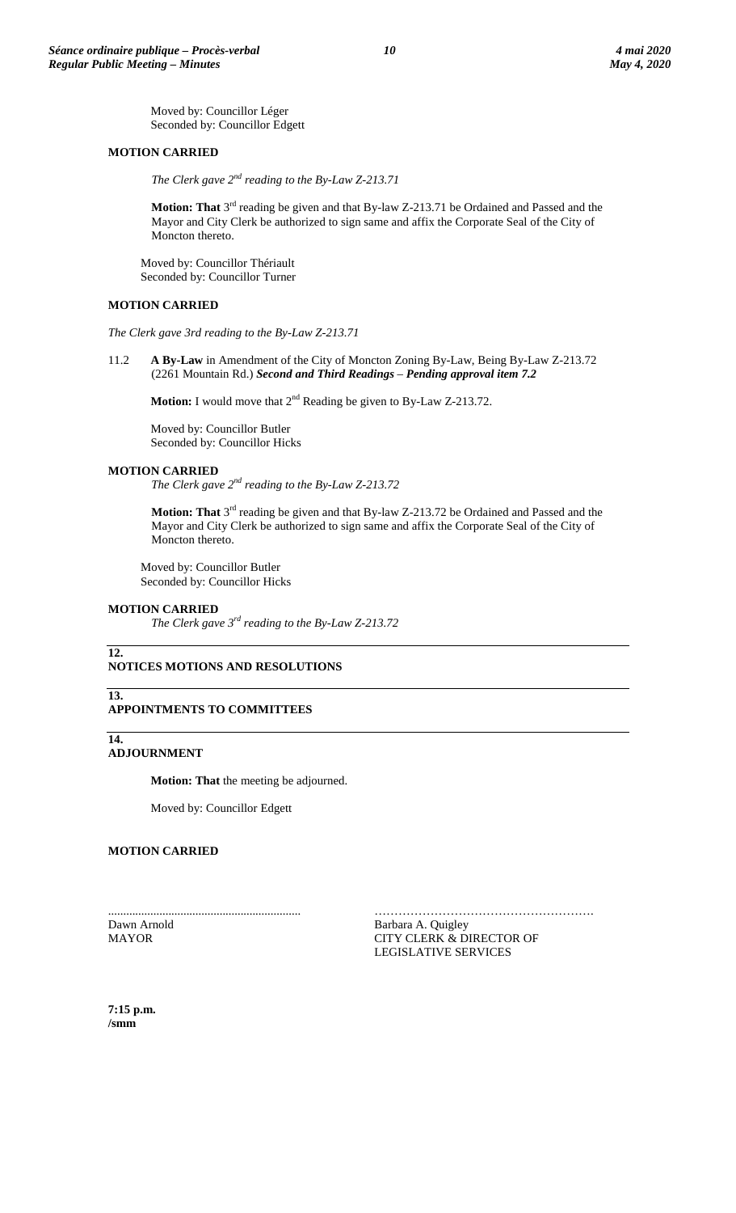Moved by: Councillor Léger
Seconded by: Councillor Edgett

**MOTION CARRIED**

*The Clerk gave 2nd reading to the By-Law Z-213.71*

**Motion: That** 3rd reading be given and that By-law Z-213.71 be Ordained and Passed and the Mayor and City Clerk be authorized to sign same and affix the Corporate Seal of the City of Moncton thereto.

Moved by: Councillor Thériault
Seconded by: Councillor Turner

**MOTION CARRIED**

*The Clerk gave 3rd reading to the By-Law Z-213.71*

11.2 **A By-Law** in Amendment of the City of Moncton Zoning By-Law, Being By-Law Z-213.72 (2261 Mountain Rd.) ***Second and Third Readings – Pending approval item 7.2***

**Motion:** I would move that 2nd Reading be given to By-Law Z-213.72.

Moved by: Councillor Butler
Seconded by: Councillor Hicks

**MOTION CARRIED**

*The Clerk gave 2nd reading to the By-Law Z-213.72*

**Motion: That** 3rd reading be given and that By-law Z-213.72 be Ordained and Passed and the Mayor and City Clerk be authorized to sign same and affix the Corporate Seal of the City of Moncton thereto.

Moved by: Councillor Butler
Seconded by: Councillor Hicks

**MOTION CARRIED**

*The Clerk gave 3rd reading to the By-Law Z-213.72*

## 12. NOTICES MOTIONS AND RESOLUTIONS

## 13. APPOINTMENTS TO COMMITTEES

## 14. ADJOURNMENT

**Motion: That** the meeting be adjourned.

Moved by: Councillor Edgett

**MOTION CARRIED**

| | |
|---|---|
| ............................................................... | ………………………………………………. |
| Dawn Arnold | Barbara A. Quigley |
| MAYOR | CITY CLERK & DIRECTOR OF LEGISLATIVE SERVICES |

**7:15 p.m.**
**/smm**